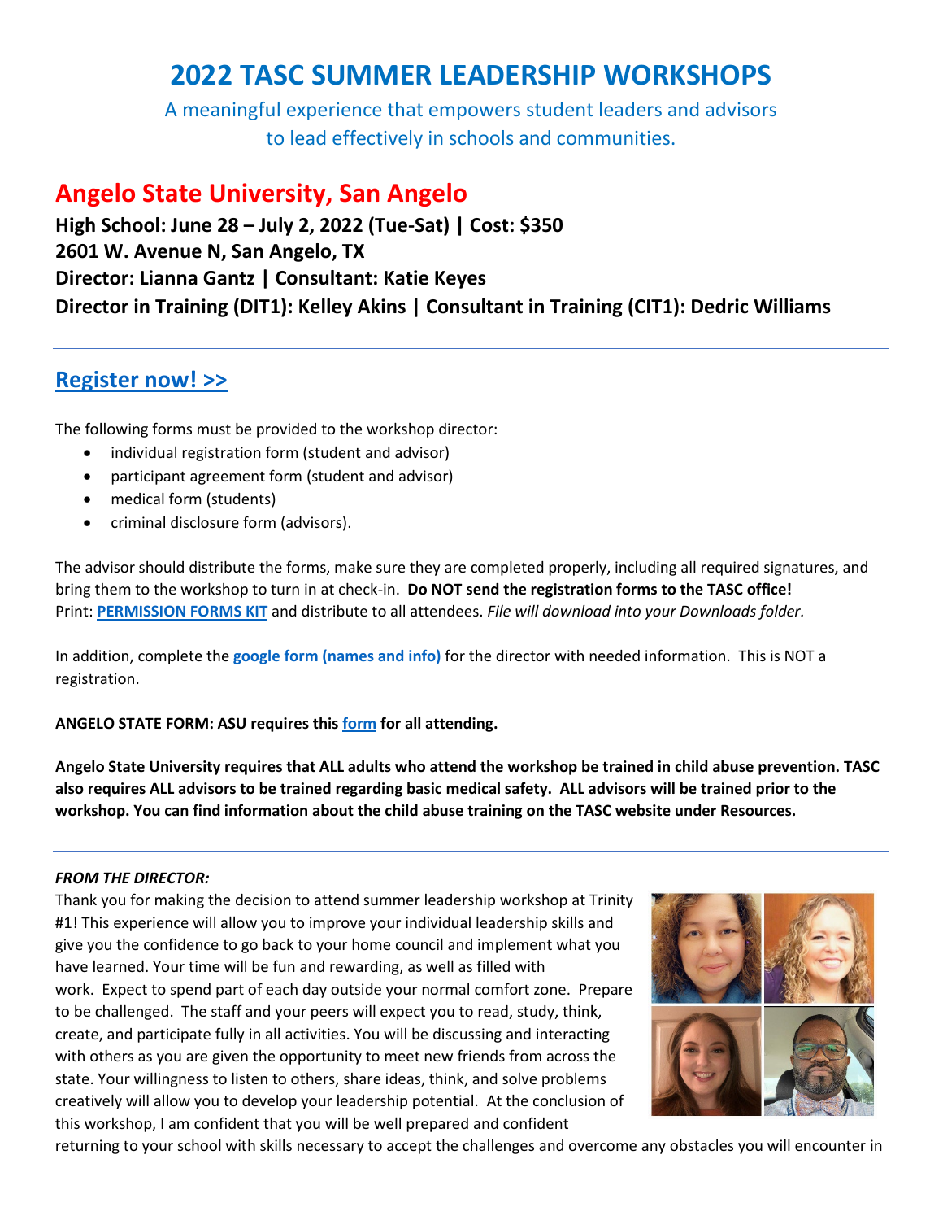# 2022 TASC SUMMER LEADERSHIP WORKSHOPS

A meaningful experience that empowers student leaders and advisors to lead effectively in schools and communities.

## Angelo State University, San Angelo

**High School: June 28 – July 2, 2022 (Tue-Sat) | Cost: $350**
**2601 W. Avenue N, San Angelo, TX**
**Director: Lianna Gantz | Consultant: Katie Keyes**
**Director in Training (DIT1): Kelley Akins | Consultant in Training (CIT1): Dedric Williams**

---

## Register now! >>

The following forms must be provided to the workshop director:

- individual registration form (student and advisor)
- participant agreement form (student and advisor)
- medical form (students)
- criminal disclosure form (advisors).

The advisor should distribute the forms, make sure they are completed properly, including all required signatures, and bring them to the workshop to turn in at check-in. **Do NOT send the registration forms to the TASC office!**
Print: **PERMISSION FORMS KIT** and distribute to all attendees. *File will download into your Downloads folder.*

In addition, complete the **google form (names and info)** for the director with needed information. This is NOT a registration.

**ANGELO STATE FORM: ASU requires this form for all attending.**

**Angelo State University requires that ALL adults who attend the workshop be trained in child abuse prevention. TASC also requires ALL advisors to be trained regarding basic medical safety. ALL advisors will be trained prior to the workshop. You can find information about the child abuse training on the TASC website under Resources.**

---

***FROM THE DIRECTOR:***

Thank you for making the decision to attend summer leadership workshop at Trinity #1! This experience will allow you to improve your individual leadership skills and give you the confidence to go back to your home council and implement what you have learned. Your time will be fun and rewarding, as well as filled with work. Expect to spend part of each day outside your normal comfort zone. Prepare to be challenged. The staff and your peers will expect you to read, study, think, create, and participate fully in all activities. You will be discussing and interacting with others as you are given the opportunity to meet new friends from across the state. Your willingness to listen to others, share ideas, think, and solve problems creatively will allow you to develop your leadership potential. At the conclusion of this workshop, I am confident that you will be well prepared and confident returning to your school with skills necessary to accept the challenges and overcome any obstacles you will encounter in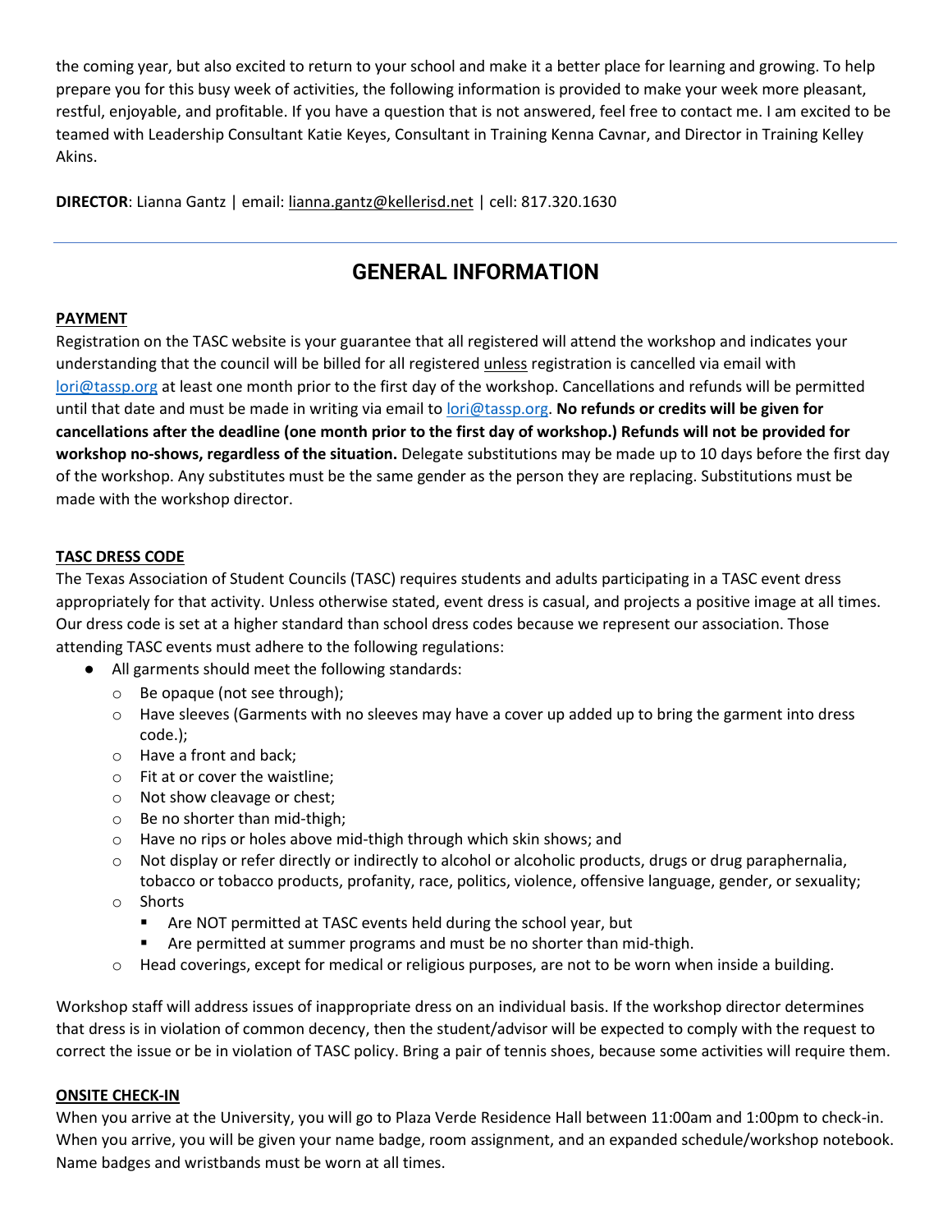the coming year, but also excited to return to your school and make it a better place for learning and growing. To help prepare you for this busy week of activities, the following information is provided to make your week more pleasant, restful, enjoyable, and profitable. If you have a question that is not answered, feel free to contact me. I am excited to be teamed with Leadership Consultant Katie Keyes, Consultant in Training Kenna Cavnar, and Director in Training Kelley Akins.

**DIRECTOR**: Lianna Gantz | email: lianna.gantz@kellerisd.net | cell: 817.320.1630

---

# GENERAL INFORMATION

**PAYMENT**

Registration on the TASC website is your guarantee that all registered will attend the workshop and indicates your understanding that the council will be billed for all registered unless registration is cancelled via email with lori@tassp.org at least one month prior to the first day of the workshop. Cancellations and refunds will be permitted until that date and must be made in writing via email to lori@tassp.org. **No refunds or credits will be given for cancellations after the deadline (one month prior to the first day of workshop.) Refunds will not be provided for workshop no-shows, regardless of the situation.** Delegate substitutions may be made up to 10 days before the first day of the workshop. Any substitutes must be the same gender as the person they are replacing. Substitutions must be made with the workshop director.

**TASC DRESS CODE**

The Texas Association of Student Councils (TASC) requires students and adults participating in a TASC event dress appropriately for that activity. Unless otherwise stated, event dress is casual, and projects a positive image at all times. Our dress code is set at a higher standard than school dress codes because we represent our association. Those attending TASC events must adhere to the following regulations:

- All garments should meet the following standards:
  - Be opaque (not see through);
  - Have sleeves (Garments with no sleeves may have a cover up added up to bring the garment into dress code.);
  - Have a front and back;
  - Fit at or cover the waistline;
  - Not show cleavage or chest;
  - Be no shorter than mid-thigh;
  - Have no rips or holes above mid-thigh through which skin shows; and
  - Not display or refer directly or indirectly to alcohol or alcoholic products, drugs or drug paraphernalia, tobacco or tobacco products, profanity, race, politics, violence, offensive language, gender, or sexuality;
  - Shorts
    - Are NOT permitted at TASC events held during the school year, but
    - Are permitted at summer programs and must be no shorter than mid-thigh.
  - Head coverings, except for medical or religious purposes, are not to be worn when inside a building.

Workshop staff will address issues of inappropriate dress on an individual basis. If the workshop director determines that dress is in violation of common decency, then the student/advisor will be expected to comply with the request to correct the issue or be in violation of TASC policy. Bring a pair of tennis shoes, because some activities will require them.

**ONSITE CHECK-IN**

When you arrive at the University, you will go to Plaza Verde Residence Hall between 11:00am and 1:00pm to check-in. When you arrive, you will be given your name badge, room assignment, and an expanded schedule/workshop notebook. Name badges and wristbands must be worn at all times.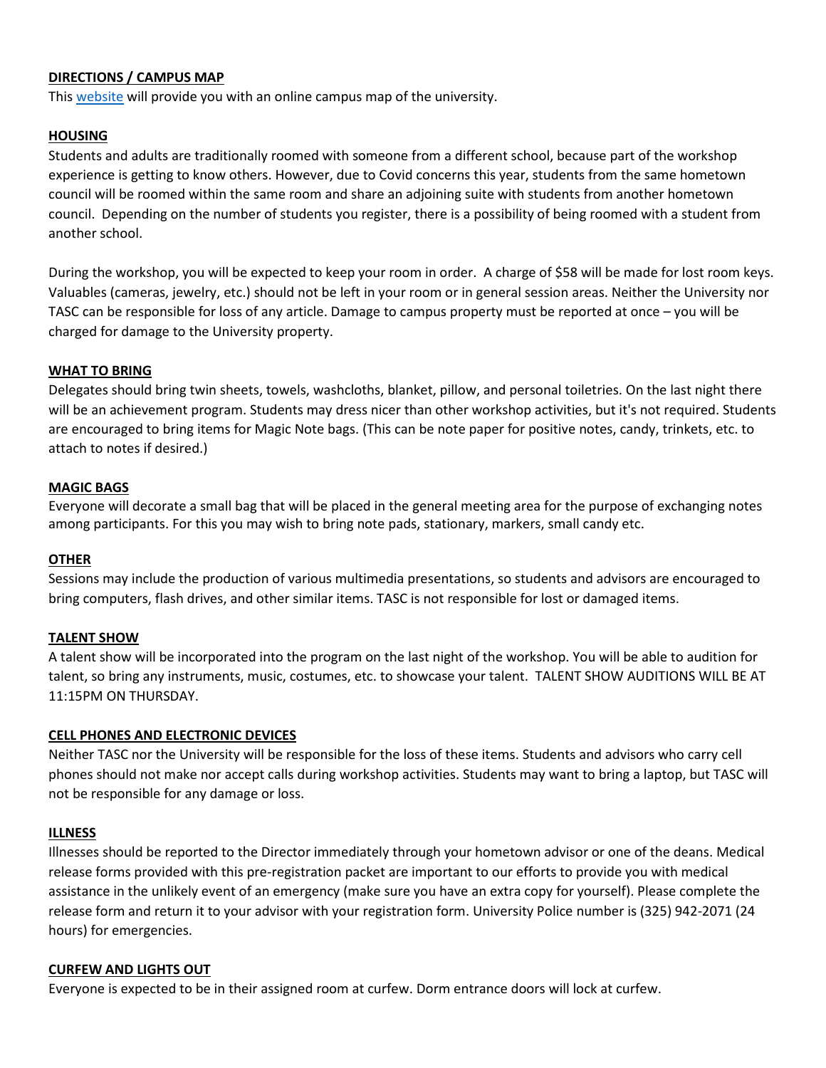## DIRECTIONS / CAMPUS MAP

This website will provide you with an online campus map of the university.

## HOUSING

Students and adults are traditionally roomed with someone from a different school, because part of the workshop experience is getting to know others. However, due to Covid concerns this year, students from the same hometown council will be roomed within the same room and share an adjoining suite with students from another hometown council. Depending on the number of students you register, there is a possibility of being roomed with a student from another school.

During the workshop, you will be expected to keep your room in order. A charge of $58 will be made for lost room keys. Valuables (cameras, jewelry, etc.) should not be left in your room or in general session areas. Neither the University nor TASC can be responsible for loss of any article. Damage to campus property must be reported at once – you will be charged for damage to the University property.

## WHAT TO BRING

Delegates should bring twin sheets, towels, washcloths, blanket, pillow, and personal toiletries. On the last night there will be an achievement program. Students may dress nicer than other workshop activities, but it's not required. Students are encouraged to bring items for Magic Note bags. (This can be note paper for positive notes, candy, trinkets, etc. to attach to notes if desired.)

## MAGIC BAGS

Everyone will decorate a small bag that will be placed in the general meeting area for the purpose of exchanging notes among participants. For this you may wish to bring note pads, stationary, markers, small candy etc.

## OTHER

Sessions may include the production of various multimedia presentations, so students and advisors are encouraged to bring computers, flash drives, and other similar items. TASC is not responsible for lost or damaged items.

## TALENT SHOW

A talent show will be incorporated into the program on the last night of the workshop. You will be able to audition for talent, so bring any instruments, music, costumes, etc. to showcase your talent. TALENT SHOW AUDITIONS WILL BE AT 11:15PM ON THURSDAY.

## CELL PHONES AND ELECTRONIC DEVICES

Neither TASC nor the University will be responsible for the loss of these items. Students and advisors who carry cell phones should not make nor accept calls during workshop activities. Students may want to bring a laptop, but TASC will not be responsible for any damage or loss.

## ILLNESS

Illnesses should be reported to the Director immediately through your hometown advisor or one of the deans. Medical release forms provided with this pre-registration packet are important to our efforts to provide you with medical assistance in the unlikely event of an emergency (make sure you have an extra copy for yourself). Please complete the release form and return it to your advisor with your registration form. University Police number is (325) 942-2071 (24 hours) for emergencies.

## CURFEW AND LIGHTS OUT

Everyone is expected to be in their assigned room at curfew. Dorm entrance doors will lock at curfew.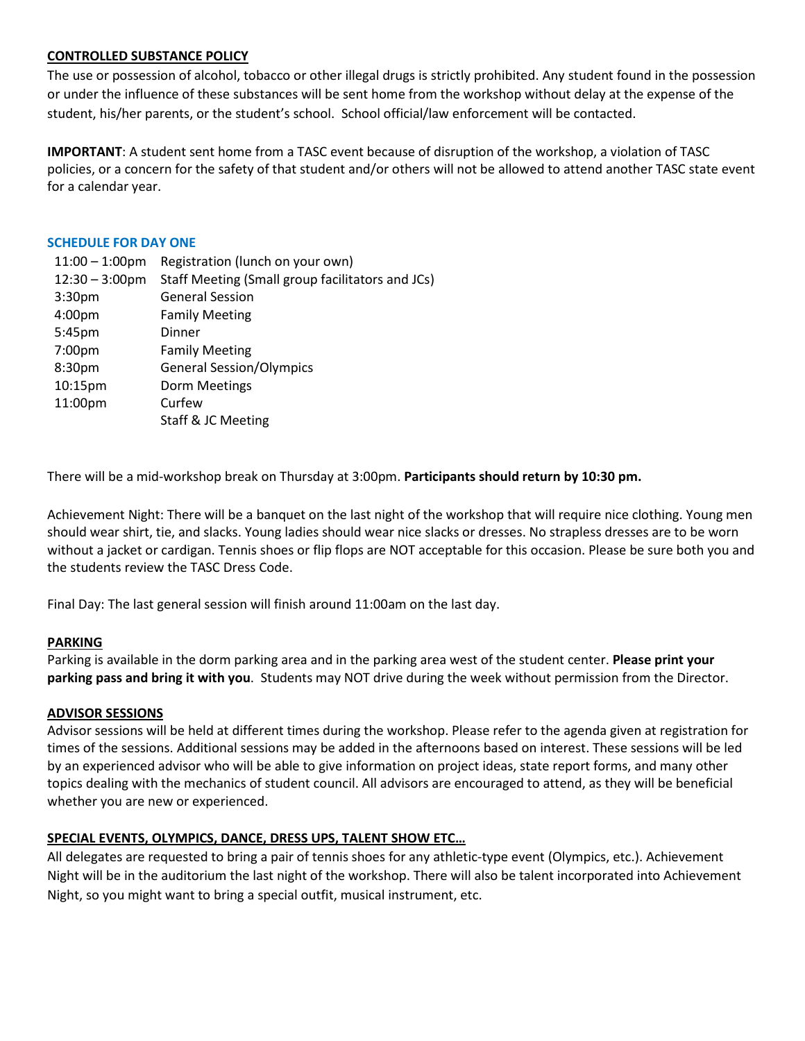## CONTROLLED SUBSTANCE POLICY

The use or possession of alcohol, tobacco or other illegal drugs is strictly prohibited. Any student found in the possession or under the influence of these substances will be sent home from the workshop without delay at the expense of the student, his/her parents, or the student's school. School official/law enforcement will be contacted.

**IMPORTANT**: A student sent home from a TASC event because of disruption of the workshop, a violation of TASC policies, or a concern for the safety of that student and/or others will not be allowed to attend another TASC state event for a calendar year.

### SCHEDULE FOR DAY ONE

| | |
|---|---|
| 11:00 – 1:00pm | Registration (lunch on your own) |
| 12:30 – 3:00pm | Staff Meeting (Small group facilitators and JCs) |
| 3:30pm | General Session |
| 4:00pm | Family Meeting |
| 5:45pm | Dinner |
| 7:00pm | Family Meeting |
| 8:30pm | General Session/Olympics |
| 10:15pm | Dorm Meetings |
| 11:00pm | Curfew |
| | Staff & JC Meeting |

There will be a mid-workshop break on Thursday at 3:00pm. **Participants should return by 10:30 pm.**

Achievement Night: There will be a banquet on the last night of the workshop that will require nice clothing. Young men should wear shirt, tie, and slacks. Young ladies should wear nice slacks or dresses. No strapless dresses are to be worn without a jacket or cardigan. Tennis shoes or flip flops are NOT acceptable for this occasion. Please be sure both you and the students review the TASC Dress Code.

Final Day: The last general session will finish around 11:00am on the last day.

## PARKING

Parking is available in the dorm parking area and in the parking area west of the student center. **Please print your parking pass and bring it with you**. Students may NOT drive during the week without permission from the Director.

## ADVISOR SESSIONS

Advisor sessions will be held at different times during the workshop. Please refer to the agenda given at registration for times of the sessions. Additional sessions may be added in the afternoons based on interest. These sessions will be led by an experienced advisor who will be able to give information on project ideas, state report forms, and many other topics dealing with the mechanics of student council. All advisors are encouraged to attend, as they will be beneficial whether you are new or experienced.

## SPECIAL EVENTS, OLYMPICS, DANCE, DRESS UPS, TALENT SHOW ETC…

All delegates are requested to bring a pair of tennis shoes for any athletic-type event (Olympics, etc.). Achievement Night will be in the auditorium the last night of the workshop. There will also be talent incorporated into Achievement Night, so you might want to bring a special outfit, musical instrument, etc.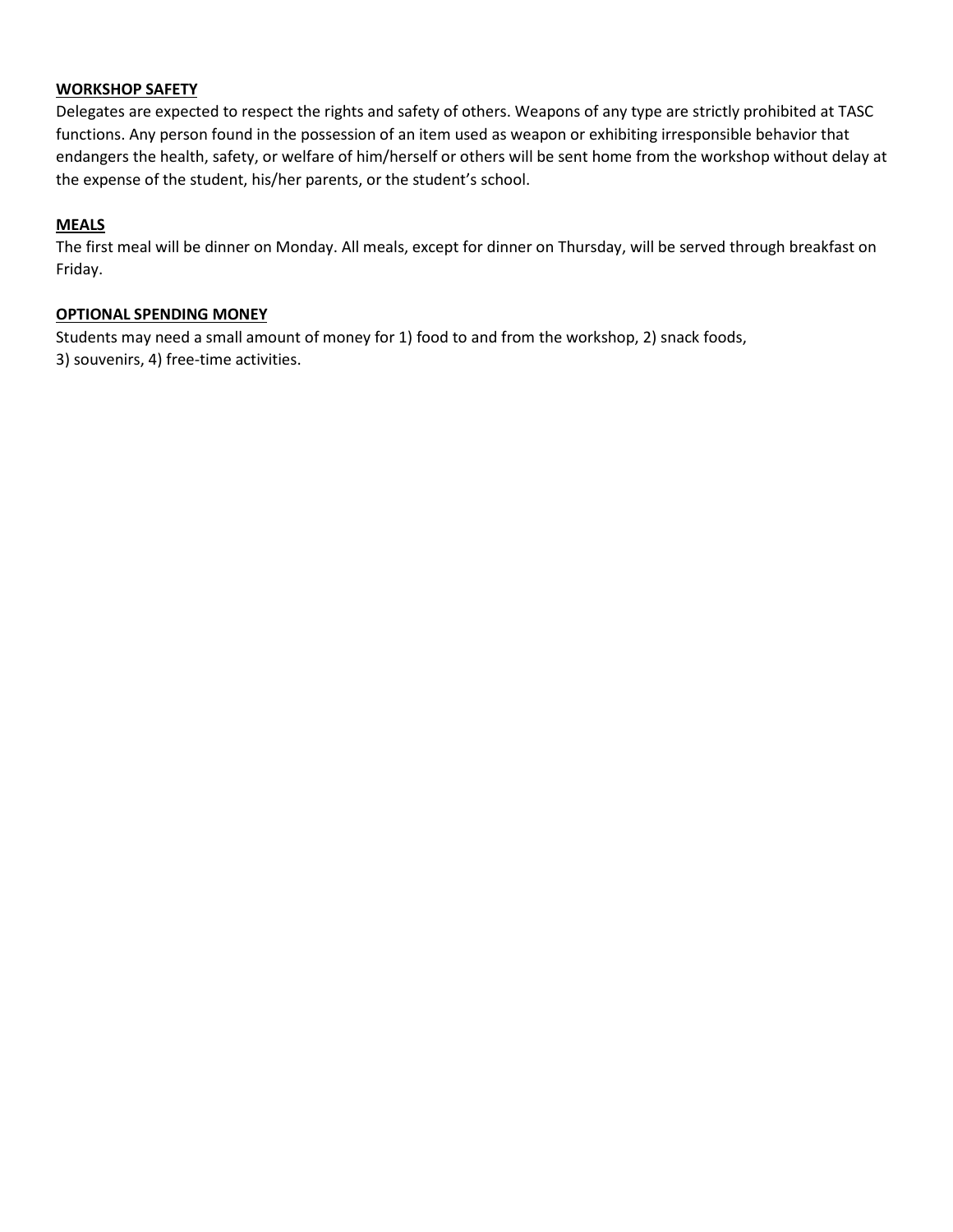**WORKSHOP SAFETY**

Delegates are expected to respect the rights and safety of others. Weapons of any type are strictly prohibited at TASC functions. Any person found in the possession of an item used as weapon or exhibiting irresponsible behavior that endangers the health, safety, or welfare of him/herself or others will be sent home from the workshop without delay at the expense of the student, his/her parents, or the student's school.

**MEALS**

The first meal will be dinner on Monday. All meals, except for dinner on Thursday, will be served through breakfast on Friday.

**OPTIONAL SPENDING MONEY**

Students may need a small amount of money for 1) food to and from the workshop, 2) snack foods, 3) souvenirs, 4) free-time activities.